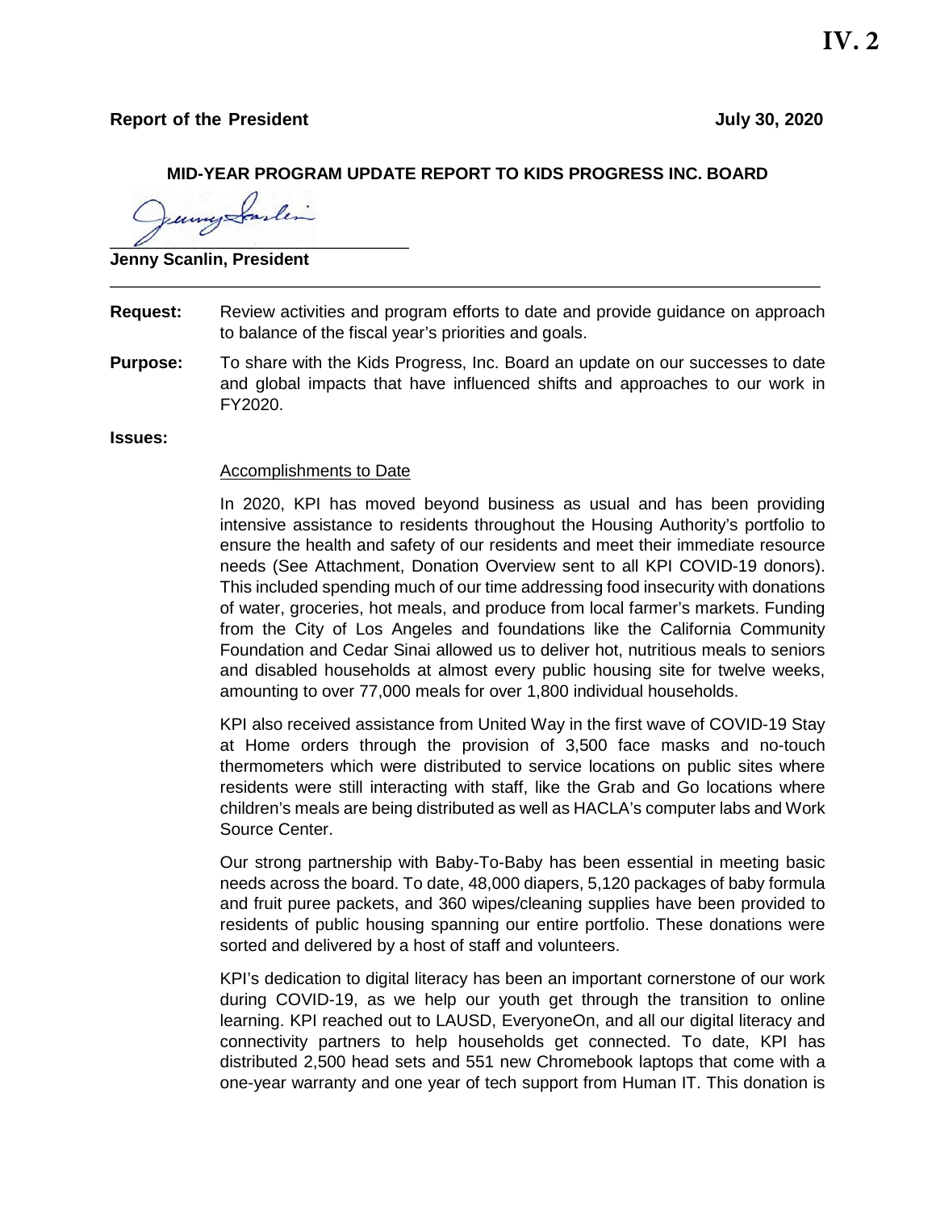**IV. 2**

**Report of the President** **July 30, 2020**

**MID-YEAR PROGRAM UPDATE REPORT TO KIDS PROGRESS INC. BOARD**

\_\_\_\_\_\_\_\_\_\_\_\_\_\_\_\_\_\_\_\_\_\_\_\_\_\_\_\_\_\_\_\_

**Jenny Scanlin, President**

---

**Request:** Review activities and program efforts to date and provide guidance on approach to balance of the fiscal year's priorities and goals.

**Purpose:** To share with the Kids Progress, Inc. Board an update on our successes to date and global impacts that have influenced shifts and approaches to our work in FY2020.

**Issues:**

<u>Accomplishments to Date</u>

In 2020, KPI has moved beyond business as usual and has been providing intensive assistance to residents throughout the Housing Authority's portfolio to ensure the health and safety of our residents and meet their immediate resource needs (See Attachment, Donation Overview sent to all KPI COVID-19 donors). This included spending much of our time addressing food insecurity with donations of water, groceries, hot meals, and produce from local farmer's markets. Funding from the City of Los Angeles and foundations like the California Community Foundation and Cedar Sinai allowed us to deliver hot, nutritious meals to seniors and disabled households at almost every public housing site for twelve weeks, amounting to over 77,000 meals for over 1,800 individual households.

KPI also received assistance from United Way in the first wave of COVID-19 Stay at Home orders through the provision of 3,500 face masks and no-touch thermometers which were distributed to service locations on public sites where residents were still interacting with staff, like the Grab and Go locations where children's meals are being distributed as well as HACLA's computer labs and Work Source Center.

Our strong partnership with Baby-To-Baby has been essential in meeting basic needs across the board. To date, 48,000 diapers, 5,120 packages of baby formula and fruit puree packets, and 360 wipes/cleaning supplies have been provided to residents of public housing spanning our entire portfolio. These donations were sorted and delivered by a host of staff and volunteers.

KPI's dedication to digital literacy has been an important cornerstone of our work during COVID-19, as we help our youth get through the transition to online learning. KPI reached out to LAUSD, EveryoneOn, and all our digital literacy and connectivity partners to help households get connected. To date, KPI has distributed 2,500 head sets and 551 new Chromebook laptops that come with a one-year warranty and one year of tech support from Human IT. This donation is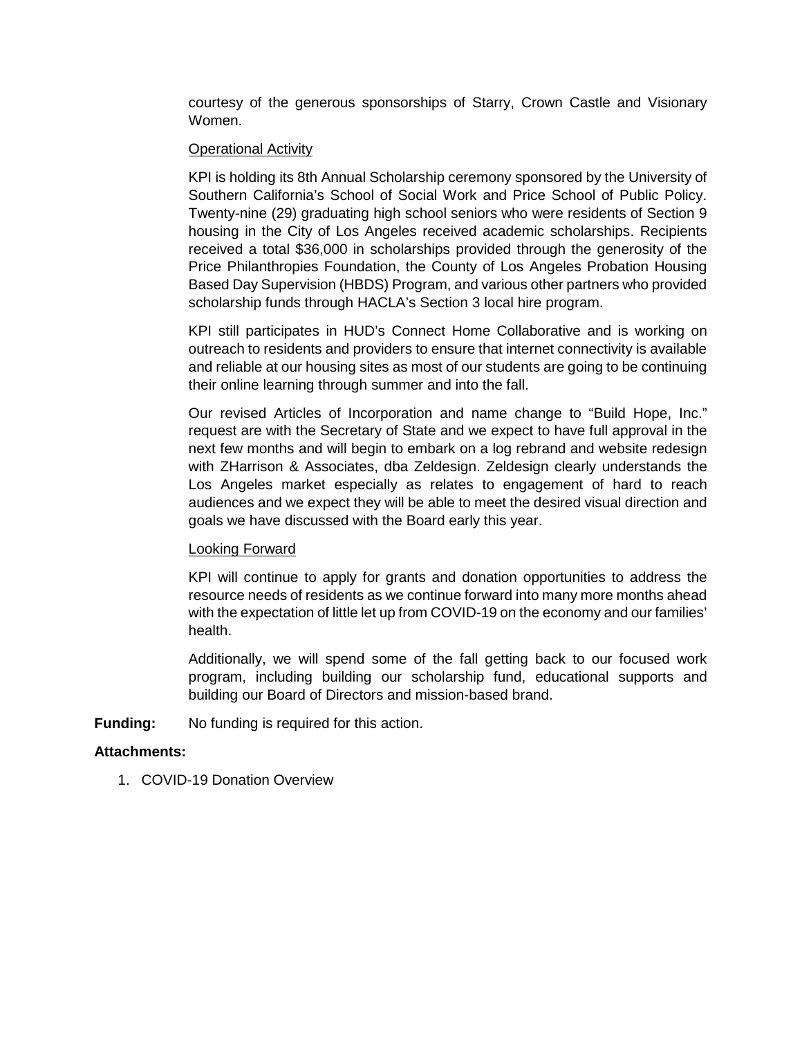courtesy of the generous sponsorships of Starry, Crown Castle and Visionary Women.

Operational Activity

KPI is holding its 8th Annual Scholarship ceremony sponsored by the University of Southern California's School of Social Work and Price School of Public Policy. Twenty-nine (29) graduating high school seniors who were residents of Section 9 housing in the City of Los Angeles received academic scholarships. Recipients received a total $36,000 in scholarships provided through the generosity of the Price Philanthropies Foundation, the County of Los Angeles Probation Housing Based Day Supervision (HBDS) Program, and various other partners who provided scholarship funds through HACLA's Section 3 local hire program.

KPI still participates in HUD's Connect Home Collaborative and is working on outreach to residents and providers to ensure that internet connectivity is available and reliable at our housing sites as most of our students are going to be continuing their online learning through summer and into the fall.

Our revised Articles of Incorporation and name change to "Build Hope, Inc." request are with the Secretary of State and we expect to have full approval in the next few months and will begin to embark on a log rebrand and website redesign with ZHarrison & Associates, dba Zeldesign. Zeldesign clearly understands the Los Angeles market especially as relates to engagement of hard to reach audiences and we expect they will be able to meet the desired visual direction and goals we have discussed with the Board early this year.

Looking Forward

KPI will continue to apply for grants and donation opportunities to address the resource needs of residents as we continue forward into many more months ahead with the expectation of little let up from COVID-19 on the economy and our families' health.

Additionally, we will spend some of the fall getting back to our focused work program, including building our scholarship fund, educational supports and building our Board of Directors and mission-based brand.

**Funding:** No funding is required for this action.

**Attachments:**

1. COVID-19 Donation Overview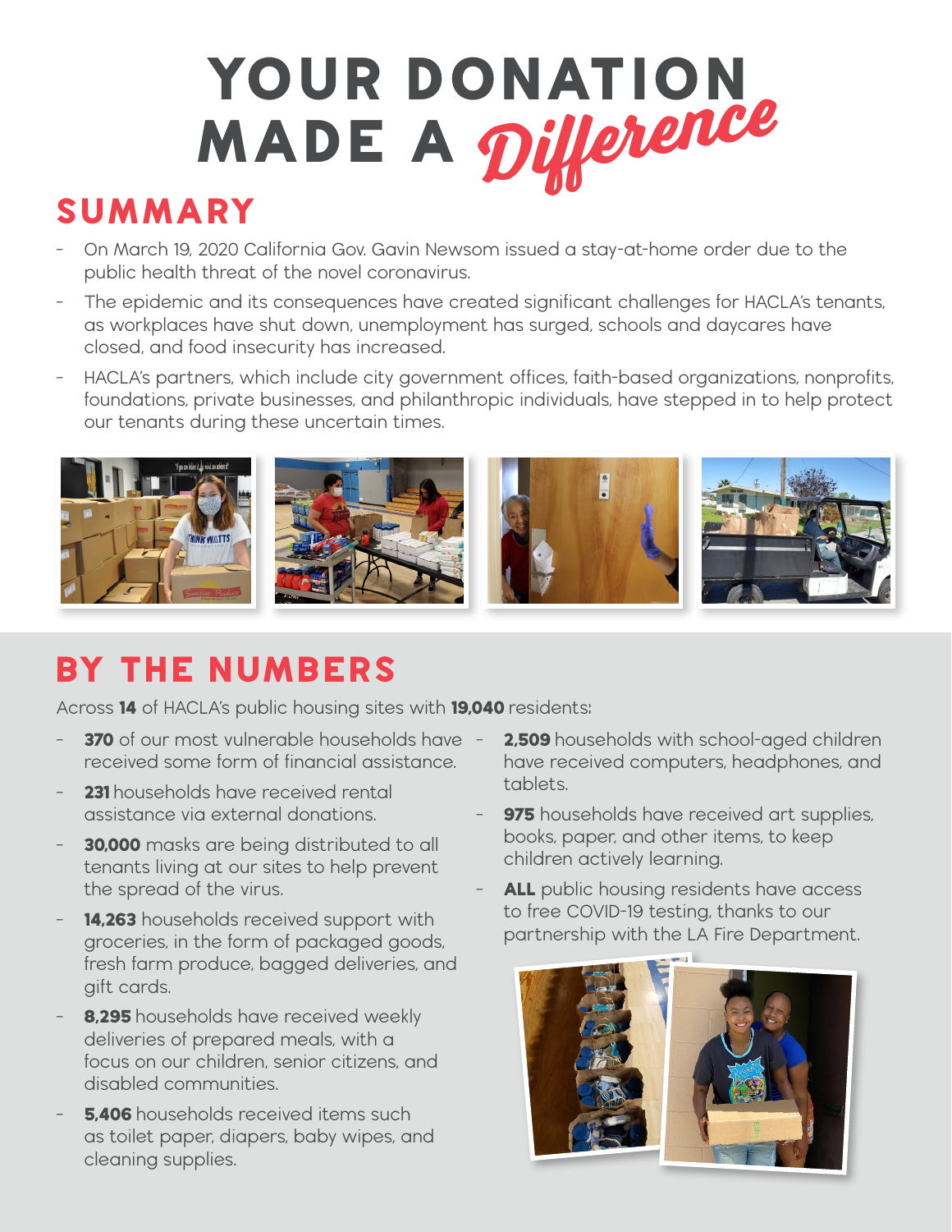# YOUR DONATION MADE A *Difference*

## SUMMARY

- On March 19, 2020 California Gov. Gavin Newsom issued a stay-at-home order due to the public health threat of the novel coronavirus.
- The epidemic and its consequences have created significant challenges for HACLA's tenants, as workplaces have shut down, unemployment has surged, schools and daycares have closed, and food insecurity has increased.
- HACLA's partners, which include city government offices, faith-based organizations, nonprofits, foundations, private businesses, and philanthropic individuals, have stepped in to help protect our tenants during these uncertain times.

## BY THE NUMBERS

Across **14** of HACLA's public housing sites with **19,040** residents:

- **370** of our most vulnerable households have received some form of financial assistance.
- **231** households have received rental assistance via external donations.
- **30,000** masks are being distributed to all tenants living at our sites to help prevent the spread of the virus.
- **14,263** households received support with groceries, in the form of packaged goods, fresh farm produce, bagged deliveries, and gift cards.
- **8,295** households have received weekly deliveries of prepared meals, with a focus on our children, senior citizens, and disabled communities.
- **5,406** households received items such as toilet paper, diapers, baby wipes, and cleaning supplies.
- **2,509** households with school-aged children have received computers, headphones, and tablets.
- **975** households have received art supplies, books, paper, and other items, to keep children actively learning.
- **ALL** public housing residents have access to free COVID-19 testing, thanks to our partnership with the LA Fire Department.